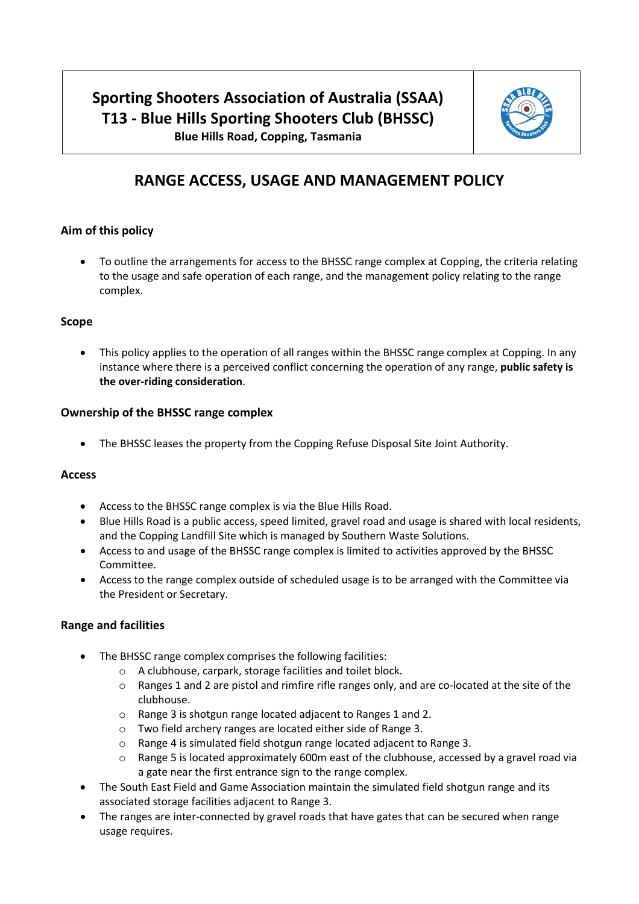# Sporting Shooters Association of Australia (SSAA)
# T13 - Blue Hills Sporting Shooters Club (BHSSC)
**Blue Hills Road, Copping, Tasmania**

## RANGE ACCESS, USAGE AND MANAGEMENT POLICY

### Aim of this policy

- To outline the arrangements for access to the BHSSC range complex at Copping, the criteria relating to the usage and safe operation of each range, and the management policy relating to the range complex.

### Scope

- This policy applies to the operation of all ranges within the BHSSC range complex at Copping. In any instance where there is a perceived conflict concerning the operation of any range, **public safety is the over-riding consideration**.

### Ownership of the BHSSC range complex

- The BHSSC leases the property from the Copping Refuse Disposal Site Joint Authority.

### Access

- Access to the BHSSC range complex is via the Blue Hills Road.
- Blue Hills Road is a public access, speed limited, gravel road and usage is shared with local residents, and the Copping Landfill Site which is managed by Southern Waste Solutions.
- Access to and usage of the BHSSC range complex is limited to activities approved by the BHSSC Committee.
- Access to the range complex outside of scheduled usage is to be arranged with the Committee via the President or Secretary.

### Range and facilities

- The BHSSC range complex comprises the following facilities:
  - A clubhouse, carpark, storage facilities and toilet block.
  - Ranges 1 and 2 are pistol and rimfire rifle ranges only, and are co-located at the site of the clubhouse.
  - Range 3 is shotgun range located adjacent to Ranges 1 and 2.
  - Two field archery ranges are located either side of Range 3.
  - Range 4 is simulated field shotgun range located adjacent to Range 3.
  - Range 5 is located approximately 600m east of the clubhouse, accessed by a gravel road via a gate near the first entrance sign to the range complex.
- The South East Field and Game Association maintain the simulated field shotgun range and its associated storage facilities adjacent to Range 3.
- The ranges are inter-connected by gravel roads that have gates that can be secured when range usage requires.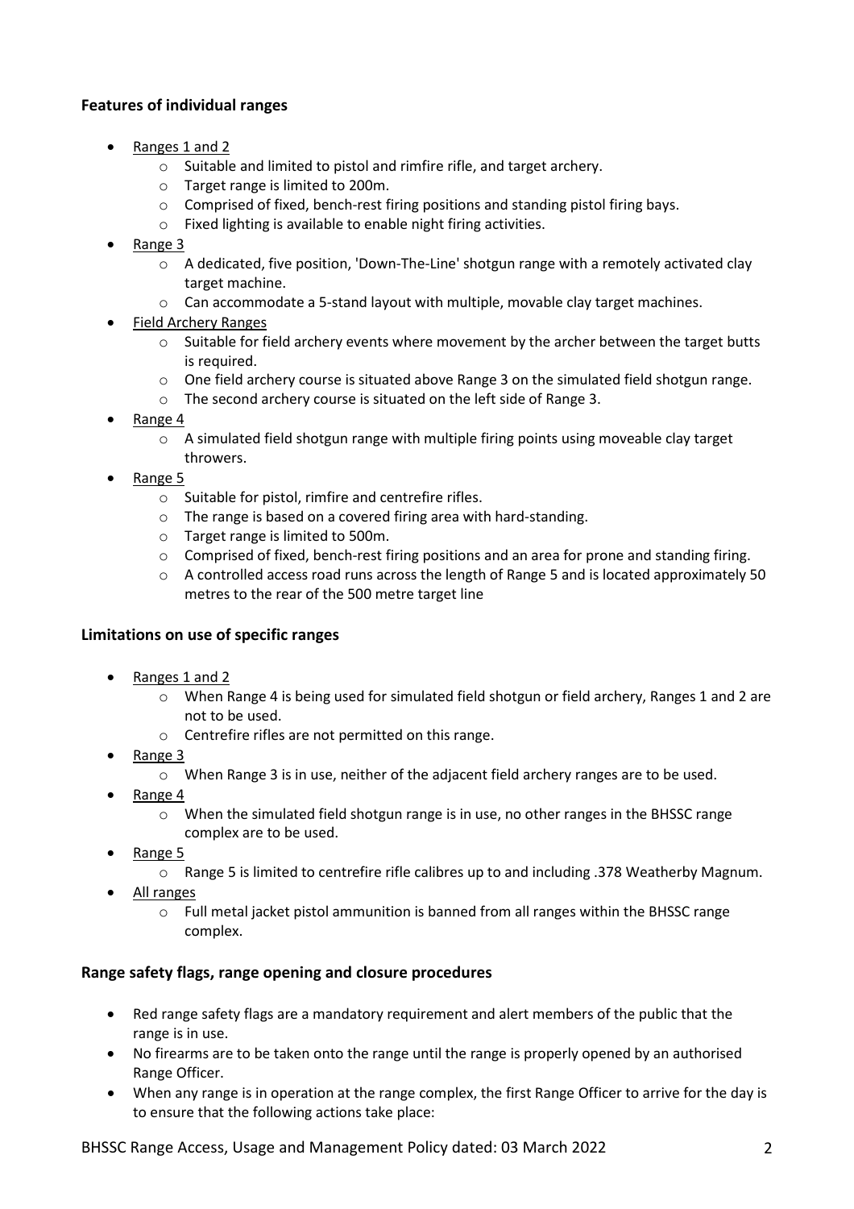### Features of individual ranges

- Ranges 1 and 2
  - Suitable and limited to pistol and rimfire rifle, and target archery.
  - Target range is limited to 200m.
  - Comprised of fixed, bench-rest firing positions and standing pistol firing bays.
  - Fixed lighting is available to enable night firing activities.
- Range 3
  - A dedicated, five position, 'Down-The-Line' shotgun range with a remotely activated clay target machine.
  - Can accommodate a 5-stand layout with multiple, movable clay target machines.
- Field Archery Ranges
  - Suitable for field archery events where movement by the archer between the target butts is required.
  - One field archery course is situated above Range 3 on the simulated field shotgun range.
  - The second archery course is situated on the left side of Range 3.
- Range 4
  - A simulated field shotgun range with multiple firing points using moveable clay target throwers.
- Range 5
  - Suitable for pistol, rimfire and centrefire rifles.
  - The range is based on a covered firing area with hard-standing.
  - Target range is limited to 500m.
  - Comprised of fixed, bench-rest firing positions and an area for prone and standing firing.
  - A controlled access road runs across the length of Range 5 and is located approximately 50 metres to the rear of the 500 metre target line

### Limitations on use of specific ranges

- Ranges 1 and 2
  - When Range 4 is being used for simulated field shotgun or field archery, Ranges 1 and 2 are not to be used.
  - Centrefire rifles are not permitted on this range.
- Range 3
  - When Range 3 is in use, neither of the adjacent field archery ranges are to be used.
- Range 4
  - When the simulated field shotgun range is in use, no other ranges in the BHSSC range complex are to be used.
- Range 5
  - Range 5 is limited to centrefire rifle calibres up to and including .378 Weatherby Magnum.
- All ranges
  - Full metal jacket pistol ammunition is banned from all ranges within the BHSSC range complex.

### Range safety flags, range opening and closure procedures

- Red range safety flags are a mandatory requirement and alert members of the public that the range is in use.
- No firearms are to be taken onto the range until the range is properly opened by an authorised Range Officer.
- When any range is in operation at the range complex, the first Range Officer to arrive for the day is to ensure that the following actions take place: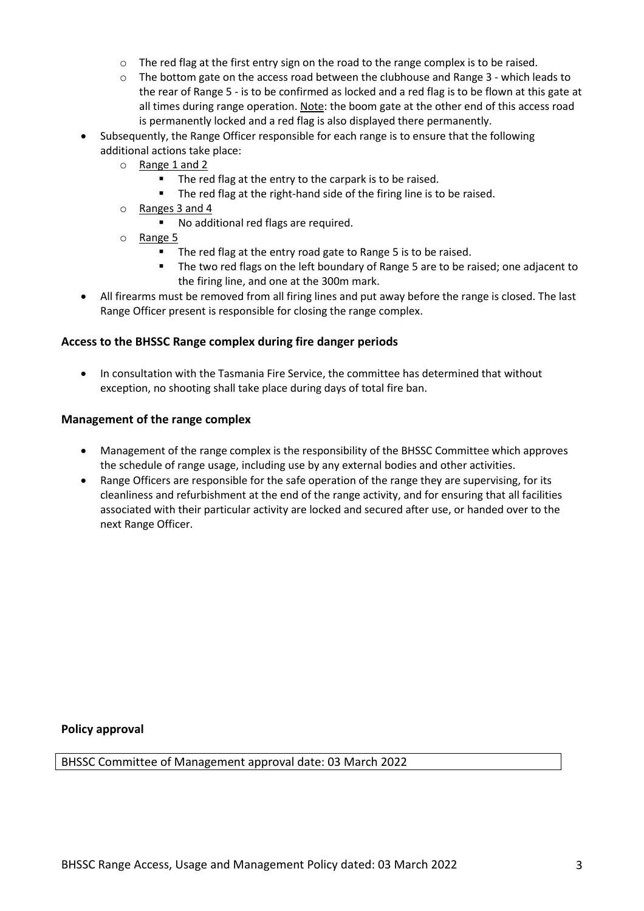- The red flag at the first entry sign on the road to the range complex is to be raised.
  - The bottom gate on the access road between the clubhouse and Range 3 - which leads to the rear of Range 5 - is to be confirmed as locked and a red flag is to be flown at this gate at all times during range operation. <u>Note</u>: the boom gate at the other end of this access road is permanently locked and a red flag is also displayed there permanently.
- Subsequently, the Range Officer responsible for each range is to ensure that the following additional actions take place:
  - <u>Range 1 and 2</u>
    - The red flag at the entry to the carpark is to be raised.
    - The red flag at the right-hand side of the firing line is to be raised.
  - <u>Ranges 3 and 4</u>
    - No additional red flags are required.
  - <u>Range 5</u>
    - The red flag at the entry road gate to Range 5 is to be raised.
    - The two red flags on the left boundary of Range 5 are to be raised; one adjacent to the firing line, and one at the 300m mark.
- All firearms must be removed from all firing lines and put away before the range is closed. The last Range Officer present is responsible for closing the range complex.

### Access to the BHSSC Range complex during fire danger periods

- In consultation with the Tasmania Fire Service, the committee has determined that without exception, no shooting shall take place during days of total fire ban.

### Management of the range complex

- Management of the range complex is the responsibility of the BHSSC Committee which approves the schedule of range usage, including use by any external bodies and other activities.
- Range Officers are responsible for the safe operation of the range they are supervising, for its cleanliness and refurbishment at the end of the range activity, and for ensuring that all facilities associated with their particular activity are locked and secured after use, or handed over to the next Range Officer.

### Policy approval

| |
|---|
| BHSSC Committee of Management approval date: 03 March 2022 |